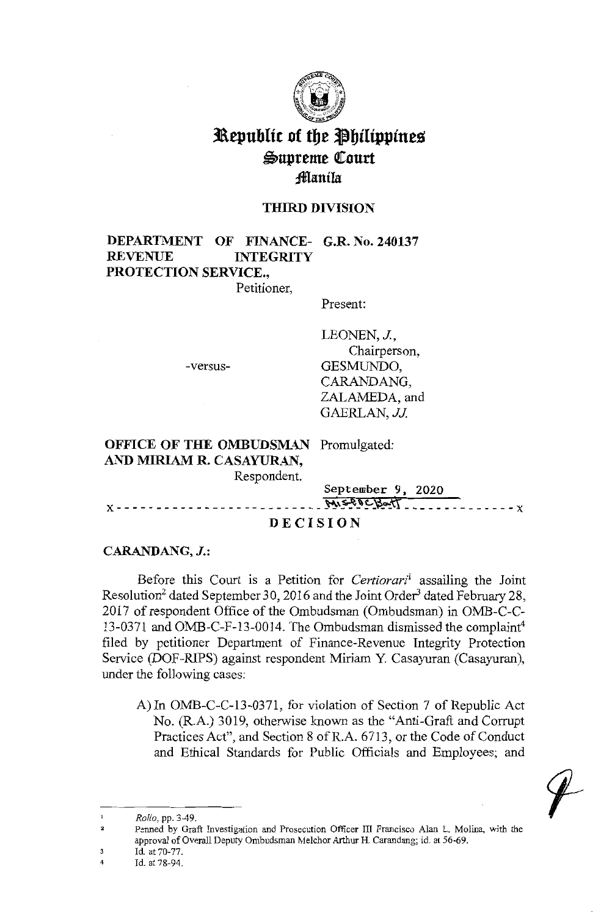# Republic of the Philippines
## Supreme Court
### Manila

**THIRD DIVISION**

**DEPARTMENT OF FINANCE-REVENUE INTEGRITY PROTECTION SERVICE.,**
Petitioner,

**G.R. No. 240137**

Present:

LEONEN, *J.*,
Chairperson,
GESMUNDO,
CARANDANG,
ZALAMEDA, and
GAERLAN, *JJ.*

-versus-

**OFFICE OF THE OMBUDSMAN AND MIRIAM R. CASAYURAN,**
Respondent.

Promulgated:

September 9, 2020

x - - - - - - - - - - - - - - - - - - - - - - - - - - - - - - - - - - - - - - - - - - x

**DECISION**

**CARANDANG, *J.*:**

Before this Court is a Petition for *Certiorari*[1] assailing the Joint Resolution[2] dated September 30, 2016 and the Joint Order[3] dated February 28, 2017 of respondent Office of the Ombudsman (Ombudsman) in OMB-C-C-13-0371 and OMB-C-F-13-0014. The Ombudsman dismissed the complaint[4] filed by petitioner Department of Finance-Revenue Integrity Protection Service (DOF-RIPS) against respondent Miriam Y. Casayuran (Casayuran), under the following cases:

A) In OMB-C-C-13-0371, for violation of Section 7 of Republic Act No. (R.A.) 3019, otherwise known as the "Anti-Graft and Corrupt Practices Act", and Section 8 of R.A. 6713, or the Code of Conduct and Ethical Standards for Public Officials and Employees; and

---

[1] *Rollo*, pp. 3-49.

[2] Penned by Graft Investigation and Prosecution Officer III Francisco Alan L. Molina, with the approval of Overall Deputy Ombudsman Melchor Arthur H. Carandang; id. at 56-69.

[3] Id. at 70-77.

[4] Id. at 78-94.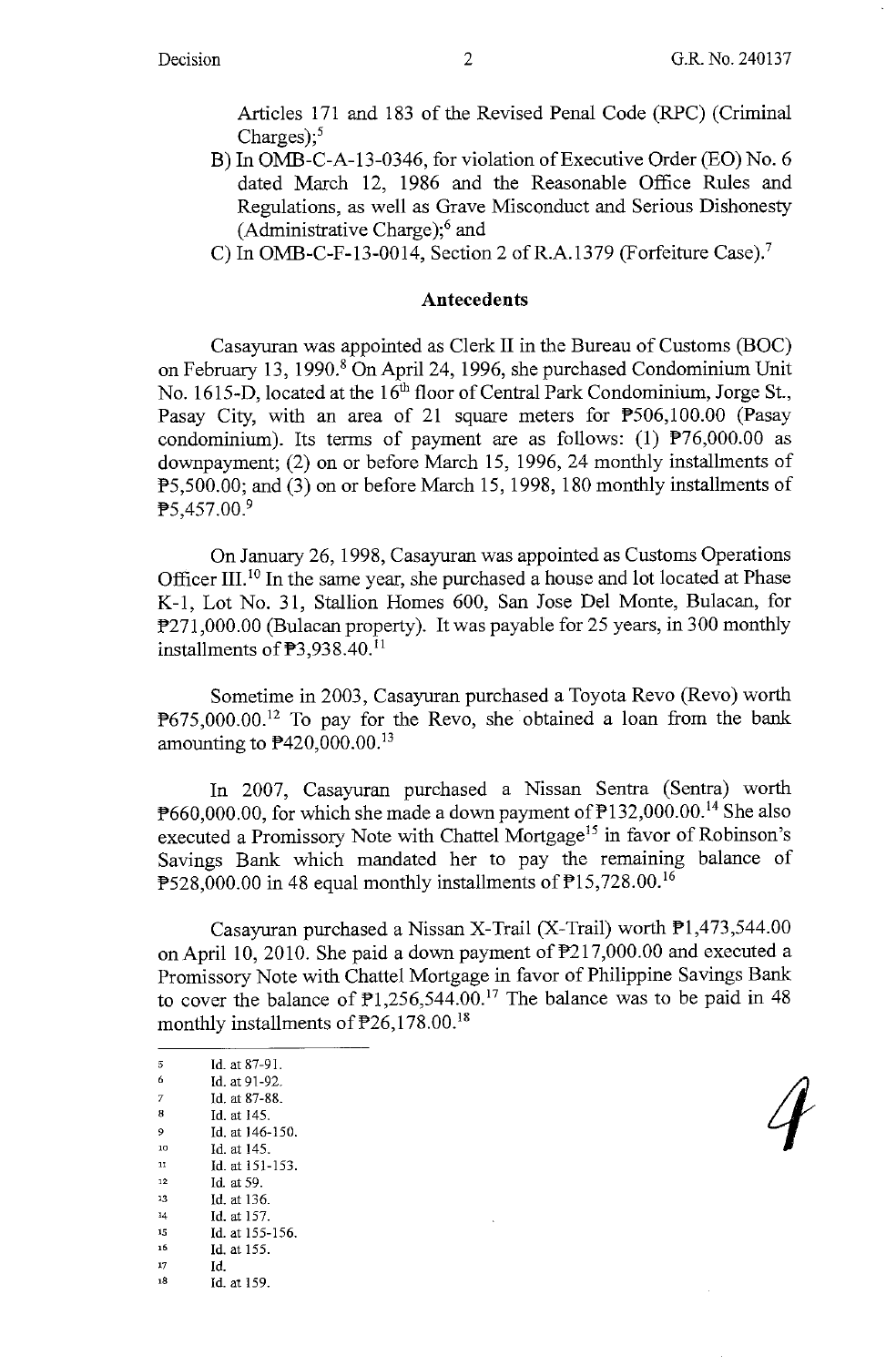Articles 171 and 183 of the Revised Penal Code (RPC) (Criminal Charges);[5]

B) In OMB-C-A-13-0346, for violation of Executive Order (EO) No. 6 dated March 12, 1986 and the Reasonable Office Rules and Regulations, as well as Grave Misconduct and Serious Dishonesty (Administrative Charge);[6] and

C) In OMB-C-F-13-0014, Section 2 of R.A.1379 (Forfeiture Case).[7]

## Antecedents

Casayuran was appointed as Clerk II in the Bureau of Customs (BOC) on February 13, 1990.[8] On April 24, 1996, she purchased Condominium Unit No. 1615-D, located at the 16th floor of Central Park Condominium, Jorge St., Pasay City, with an area of 21 square meters for ₱506,100.00 (Pasay condominium). Its terms of payment are as follows: (1) ₱76,000.00 as downpayment; (2) on or before March 15, 1996, 24 monthly installments of ₱5,500.00; and (3) on or before March 15, 1998, 180 monthly installments of ₱5,457.00.[9]

On January 26, 1998, Casayuran was appointed as Customs Operations Officer III.[10] In the same year, she purchased a house and lot located at Phase K-1, Lot No. 31, Stallion Homes 600, San Jose Del Monte, Bulacan, for ₱271,000.00 (Bulacan property). It was payable for 25 years, in 300 monthly installments of ₱3,938.40.[11]

Sometime in 2003, Casayuran purchased a Toyota Revo (Revo) worth ₱675,000.00.[12] To pay for the Revo, she obtained a loan from the bank amounting to ₱420,000.00.[13]

In 2007, Casayuran purchased a Nissan Sentra (Sentra) worth ₱660,000.00, for which she made a down payment of ₱132,000.00.[14] She also executed a Promissory Note with Chattel Mortgage[15] in favor of Robinson's Savings Bank which mandated her to pay the remaining balance of ₱528,000.00 in 48 equal monthly installments of ₱15,728.00.[16]

Casayuran purchased a Nissan X-Trail (X-Trail) worth ₱1,473,544.00 on April 10, 2010. She paid a down payment of ₱217,000.00 and executed a Promissory Note with Chattel Mortgage in favor of Philippine Savings Bank to cover the balance of ₱1,256,544.00.[17] The balance was to be paid in 48 monthly installments of ₱26,178.00.[18]

---

5 Id. at 87-91.
6 Id. at 91-92.
7 Id. at 87-88.
8 Id. at 145.
9 Id. at 146-150.
10 Id. at 145.
11 Id. at 151-153.
12 Id. at 59.
13 Id. at 136.
14 Id. at 157.
15 Id. at 155-156.
16 Id. at 155.
17 Id.
18 Id. at 159.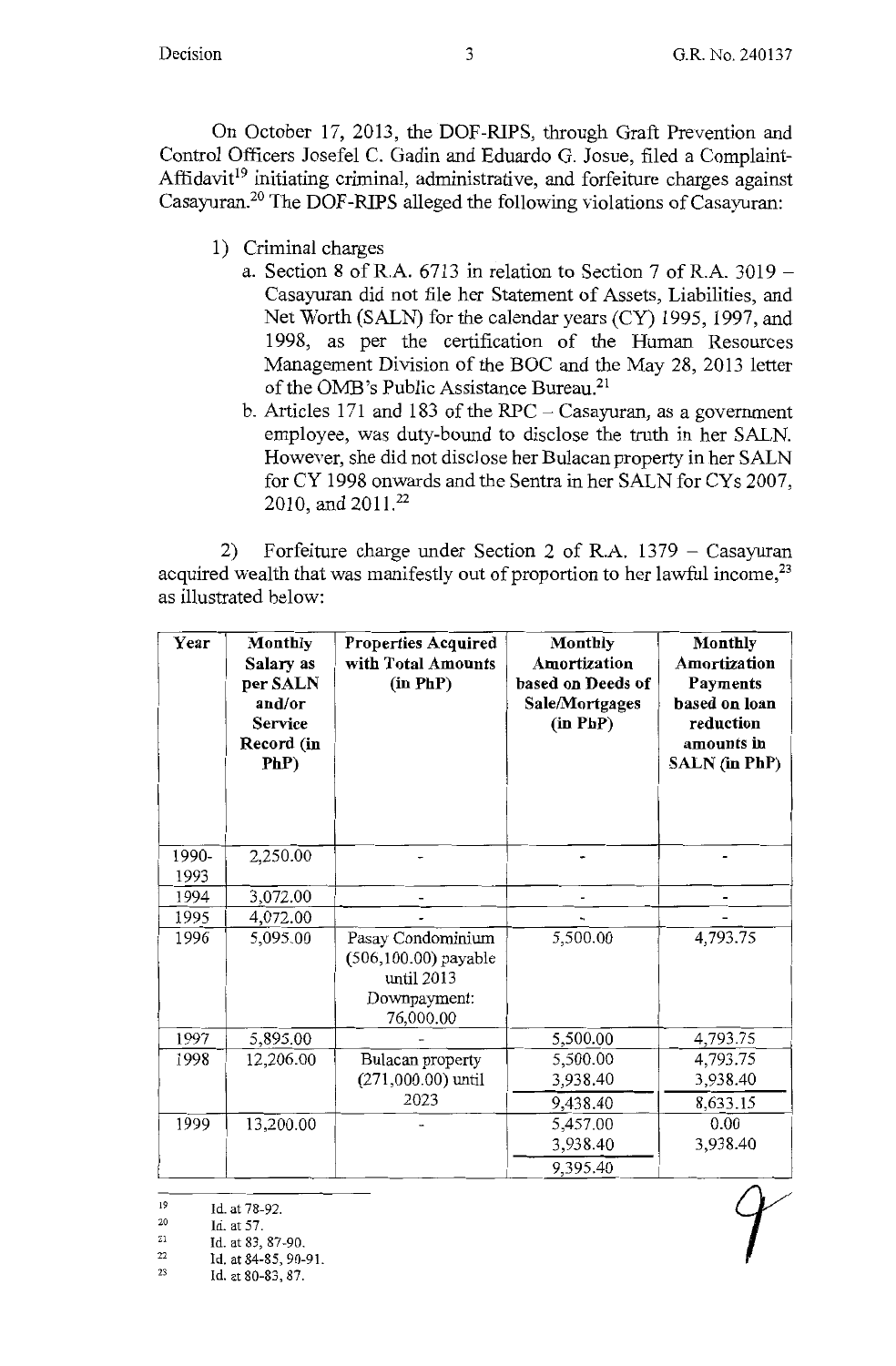On October 17, 2013, the DOF-RIPS, through Graft Prevention and Control Officers Josefel C. Gadin and Eduardo G. Josue, filed a Complaint-Affidavit[19] initiating criminal, administrative, and forfeiture charges against Casayuran.[20] The DOF-RIPS alleged the following violations of Casayuran:

1) Criminal charges
   a. Section 8 of R.A. 6713 in relation to Section 7 of R.A. 3019 – Casayuran did not file her Statement of Assets, Liabilities, and Net Worth (SALN) for the calendar years (CY) 1995, 1997, and 1998, as per the certification of the Human Resources Management Division of the BOC and the May 28, 2013 letter of the OMB's Public Assistance Bureau.[21]
   b. Articles 171 and 183 of the RPC – Casayuran, as a government employee, was duty-bound to disclose the truth in her SALN. However, she did not disclose her Bulacan property in her SALN for CY 1998 onwards and the Sentra in her SALN for CYs 2007, 2010, and 2011.[22]

2) Forfeiture charge under Section 2 of R.A. 1379 – Casayuran acquired wealth that was manifestly out of proportion to her lawful income,[23] as illustrated below:

| Year | Monthly Salary as per SALN and/or Service Record (in PhP) | Properties Acquired with Total Amounts (in PhP) | Monthly Amortization based on Deeds of Sale/Mortgages (in PhP) | Monthly Amortization Payments based on loan reduction amounts in SALN (in PhP) |
|---|---|---|---|---|
| 1990-1993 | 2,250.00 | - | - | - |
| 1994 | 3,072.00 | - | - | - |
| 1995 | 4,072.00 | - | - | - |
| 1996 | 5,095.00 | Pasay Condominium (506,100.00) payable until 2013 Downpayment: 76,000.00 | 5,500.00 | 4,793.75 |
| 1997 | 5,895.00 | - | 5,500.00 | 4,793.75 |
| 1998 | 12,206.00 | Bulacan property (271,000.00) until 2023 | 5,500.00<br>3,938.40<br>9,438.40 | 4,793.75<br>3,938.40<br>8,633.15 |
| 1999 | 13,200.00 | - | 5,457.00<br>3,938.40<br>9,395.40 | 0.00<br>3,938.40 |

---

[19] Id. at 78-92.

[20] Id. at 57.

[21] Id. at 83, 87-90.

[22] Id. at 84-85, 90-91.

[23] Id. at 80-83, 87.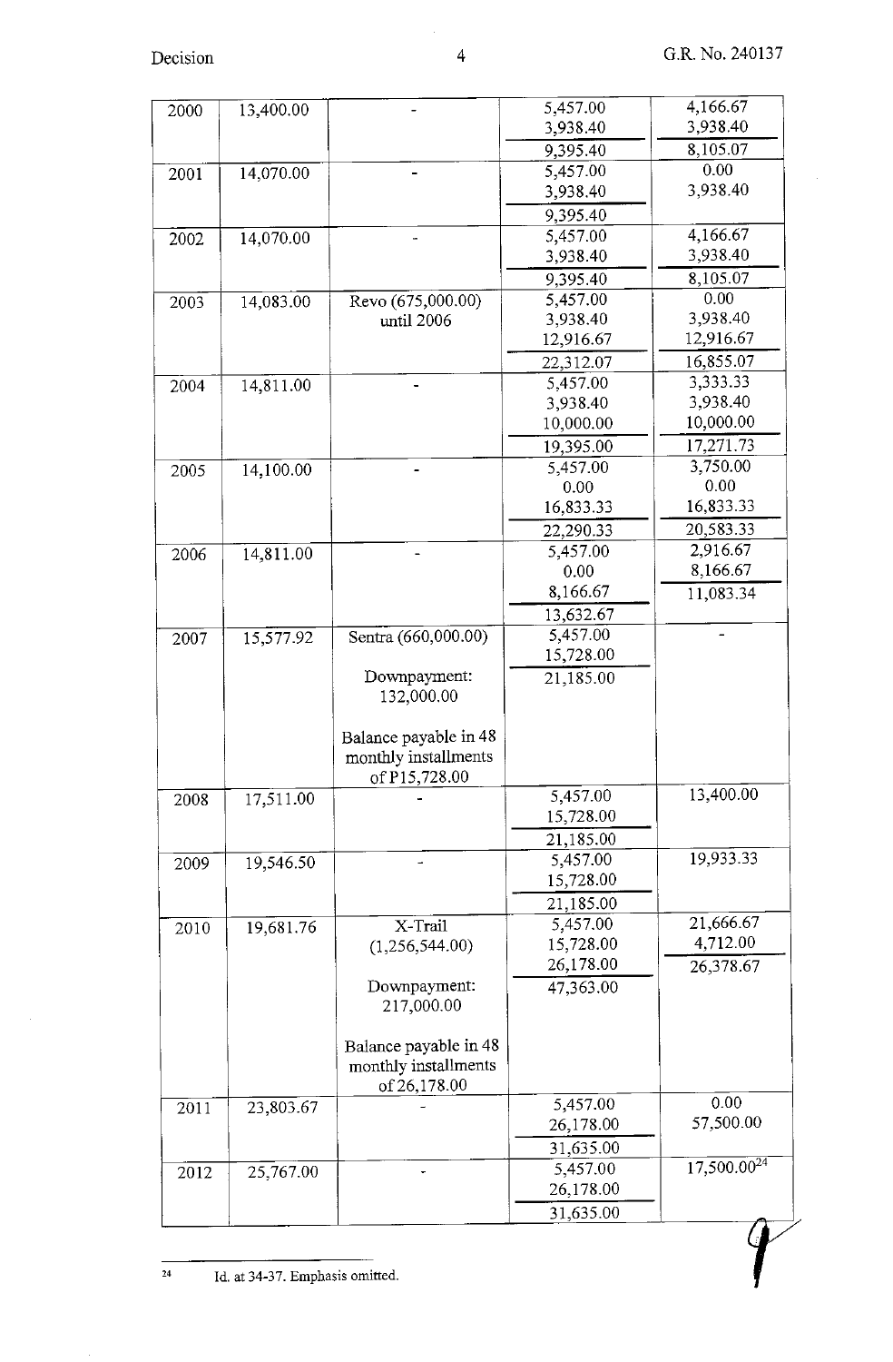| 2000 | 13,400.00 | - | 5,457.00<br>3,938.40<br>9,395.40 | 4,166.67<br>3,938.40<br>8,105.07 |
|---|---|---|---|---|
| 2001 | 14,070.00 | - | 5,457.00<br>3,938.40<br>9,395.40 | 0.00<br>3,938.40 |
| 2002 | 14,070.00 | - | 5,457.00<br>3,938.40<br>9,395.40 | 4,166.67<br>3,938.40<br>8,105.07 |
| 2003 | 14,083.00 | Revo (675,000.00) until 2006 | 5,457.00<br>3,938.40<br>12,916.67<br>22,312.07 | 0.00<br>3,938.40<br>12,916.67<br>16,855.07 |
| 2004 | 14,811.00 | - | 5,457.00<br>3,938.40<br>10,000.00<br>19,395.00 | 3,333.33<br>3,938.40<br>10,000.00<br>17,271.73 |
| 2005 | 14,100.00 | - | 5,457.00<br>0.00<br>16,833.33<br>22,290.33 | 3,750.00<br>0.00<br>16,833.33<br>20,583.33 |
| 2006 | 14,811.00 | - | 5,457.00<br>0.00<br>8,166.67<br>13,632.67 | 2,916.67<br>8,166.67<br>11,083.34 |
| 2007 | 15,577.92 | Sentra (660,000.00)<br><br>Downpayment: 132,000.00<br><br>Balance payable in 48 monthly installments of P15,728.00 | 5,457.00<br>15,728.00<br>21,185.00 | - |
| 2008 | 17,511.00 | - | 5,457.00<br>15,728.00<br>21,185.00 | 13,400.00 |
| 2009 | 19,546.50 | - | 5,457.00<br>15,728.00<br>21,185.00 | 19,933.33 |
| 2010 | 19,681.76 | X-Trail (1,256,544.00)<br><br>Downpayment: 217,000.00<br><br>Balance payable in 48 monthly installments of 26,178.00 | 5,457.00<br>15,728.00<br>26,178.00<br>47,363.00 | 21,666.67<br>4,712.00<br>26,378.67 |
| 2011 | 23,803.67 | - | 5,457.00<br>26,178.00<br>31,635.00 | 0.00<br>57,500.00 |
| 2012 | 25,767.00 | - | 5,457.00<br>26,178.00<br>31,635.00 | 17,500.00[24] |

[24] Id. at 34-37. Emphasis omitted.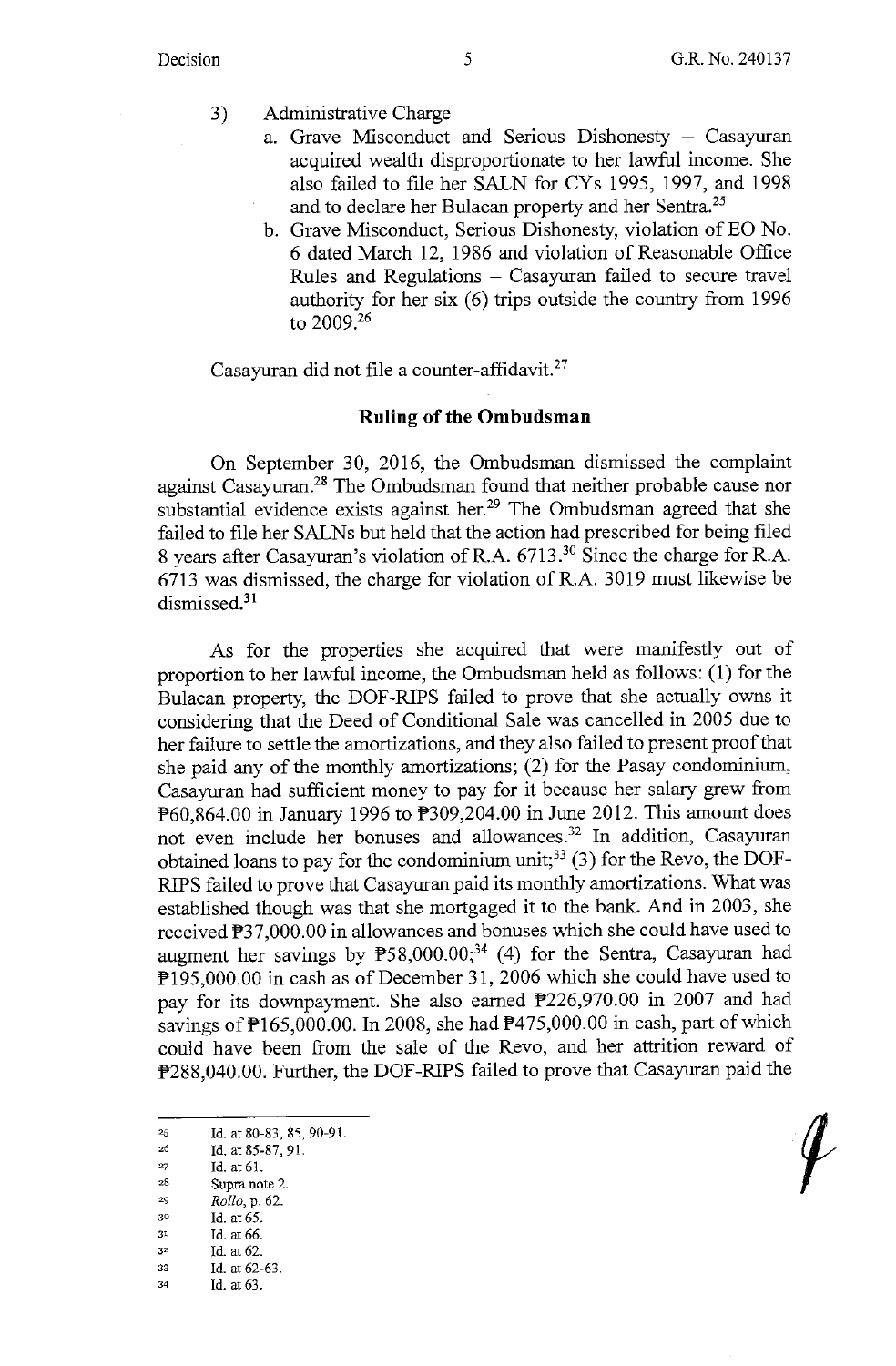3) Administrative Charge
   a. Grave Misconduct and Serious Dishonesty – Casayuran acquired wealth disproportionate to her lawful income. She also failed to file her SALN for CYs 1995, 1997, and 1998 and to declare her Bulacan property and her Sentra.[25]
   b. Grave Misconduct, Serious Dishonesty, violation of EO No. 6 dated March 12, 1986 and violation of Reasonable Office Rules and Regulations – Casayuran failed to secure travel authority for her six (6) trips outside the country from 1996 to 2009.[26]

Casayuran did not file a counter-affidavit.[27]

## Ruling of the Ombudsman

On September 30, 2016, the Ombudsman dismissed the complaint against Casayuran.[28] The Ombudsman found that neither probable cause nor substantial evidence exists against her.[29] The Ombudsman agreed that she failed to file her SALNs but held that the action had prescribed for being filed 8 years after Casayuran's violation of R.A. 6713.[30] Since the charge for R.A. 6713 was dismissed, the charge for violation of R.A. 3019 must likewise be dismissed.[31]

As for the properties she acquired that were manifestly out of proportion to her lawful income, the Ombudsman held as follows: (1) for the Bulacan property, the DOF-RIPS failed to prove that she actually owns it considering that the Deed of Conditional Sale was cancelled in 2005 due to her failure to settle the amortizations, and they also failed to present proof that she paid any of the monthly amortizations; (2) for the Pasay condominium, Casayuran had sufficient money to pay for it because her salary grew from ₱60,864.00 in January 1996 to ₱309,204.00 in June 2012. This amount does not even include her bonuses and allowances.[32] In addition, Casayuran obtained loans to pay for the condominium unit;[33] (3) for the Revo, the DOF-RIPS failed to prove that Casayuran paid its monthly amortizations. What was established though was that she mortgaged it to the bank. And in 2003, she received ₱37,000.00 in allowances and bonuses which she could have used to augment her savings by ₱58,000.00;[34] (4) for the Sentra, Casayuran had ₱195,000.00 in cash as of December 31, 2006 which she could have used to pay for its downpayment. She also earned ₱226,970.00 in 2007 and had savings of ₱165,000.00. In 2008, she had ₱475,000.00 in cash, part of which could have been from the sale of the Revo, and her attrition reward of ₱288,040.00. Further, the DOF-RIPS failed to prove that Casayuran paid the

---

25 Id. at 80-83, 85, 90-91.
26 Id. at 85-87, 91.
27 Id. at 61.
28 Supra note 2.
29 *Rollo*, p. 62.
30 Id. at 65.
31 Id. at 66.
32 Id. at 62.
33 Id. at 62-63.
34 Id. at 63.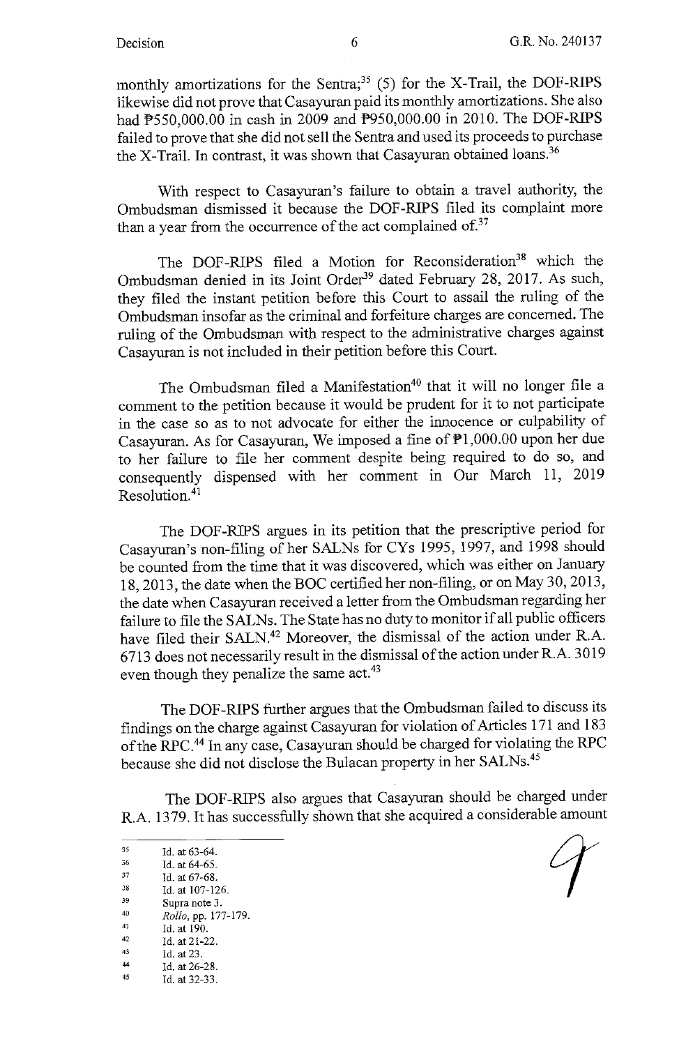monthly amortizations for the Sentra;[35] (5) for the X-Trail, the DOF-RIPS likewise did not prove that Casayuran paid its monthly amortizations. She also had ₱550,000.00 in cash in 2009 and ₱950,000.00 in 2010. The DOF-RIPS failed to prove that she did not sell the Sentra and used its proceeds to purchase the X-Trail. In contrast, it was shown that Casayuran obtained loans.[36]

With respect to Casayuran's failure to obtain a travel authority, the Ombudsman dismissed it because the DOF-RIPS filed its complaint more than a year from the occurrence of the act complained of.[37]

The DOF-RIPS filed a Motion for Reconsideration[38] which the Ombudsman denied in its Joint Order[39] dated February 28, 2017. As such, they filed the instant petition before this Court to assail the ruling of the Ombudsman insofar as the criminal and forfeiture charges are concerned. The ruling of the Ombudsman with respect to the administrative charges against Casayuran is not included in their petition before this Court.

The Ombudsman filed a Manifestation[40] that it will no longer file a comment to the petition because it would be prudent for it to not participate in the case so as to not advocate for either the innocence or culpability of Casayuran. As for Casayuran, We imposed a fine of ₱1,000.00 upon her due to her failure to file her comment despite being required to do so, and consequently dispensed with her comment in Our March 11, 2019 Resolution.[41]

The DOF-RIPS argues in its petition that the prescriptive period for Casayuran's non-filing of her SALNs for CYs 1995, 1997, and 1998 should be counted from the time that it was discovered, which was either on January 18, 2013, the date when the BOC certified her non-filing, or on May 30, 2013, the date when Casayuran received a letter from the Ombudsman regarding her failure to file the SALNs. The State has no duty to monitor if all public officers have filed their SALN.[42] Moreover, the dismissal of the action under R.A. 6713 does not necessarily result in the dismissal of the action under R.A. 3019 even though they penalize the same act.[43]

The DOF-RIPS further argues that the Ombudsman failed to discuss its findings on the charge against Casayuran for violation of Articles 171 and 183 of the RPC.[44] In any case, Casayuran should be charged for violating the RPC because she did not disclose the Bulacan property in her SALNs.[45]

The DOF-RIPS also argues that Casayuran should be charged under R.A. 1379. It has successfully shown that she acquired a considerable amount

---

[35] Id. at 63-64.
[36] Id. at 64-65.
[37] Id. at 67-68.
[38] Id. at 107-126.
[39] Supra note 3.
[40] *Rollo*, pp. 177-179.
[41] Id. at 190.
[42] Id. at 21-22.
[43] Id. at 23.
[44] Id. at 26-28.
[45] Id. at 32-33.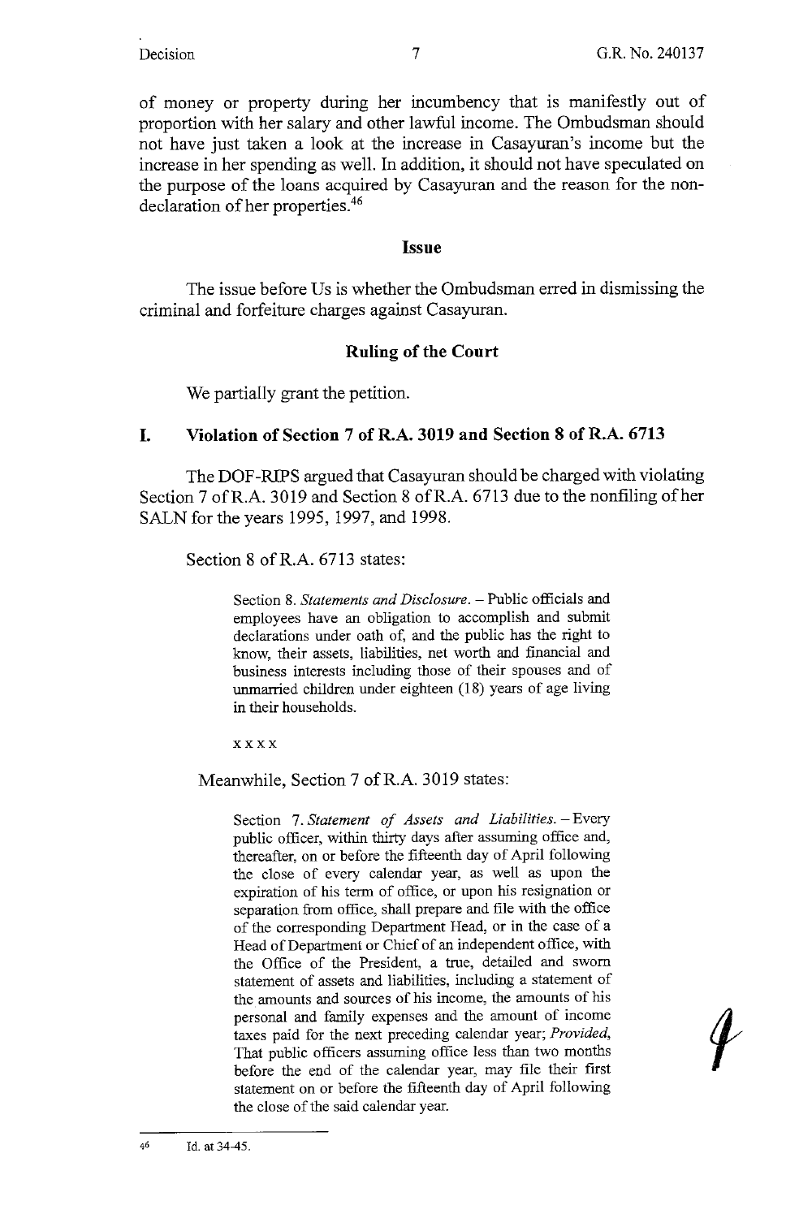of money or property during her incumbency that is manifestly out of proportion with her salary and other lawful income. The Ombudsman should not have just taken a look at the increase in Casayuran's income but the increase in her spending as well. In addition, it should not have speculated on the purpose of the loans acquired by Casayuran and the reason for the non-declaration of her properties.[46]

## Issue

The issue before Us is whether the Ombudsman erred in dismissing the criminal and forfeiture charges against Casayuran.

## Ruling of the Court

We partially grant the petition.

### I. Violation of Section 7 of R.A. 3019 and Section 8 of R.A. 6713

The DOF-RIPS argued that Casayuran should be charged with violating Section 7 of R.A. 3019 and Section 8 of R.A. 6713 due to the nonfiling of her SALN for the years 1995, 1997, and 1998.

Section 8 of R.A. 6713 states:

> Section 8. *Statements and Disclosure.* – Public officials and employees have an obligation to accomplish and submit declarations under oath of, and the public has the right to know, their assets, liabilities, net worth and financial and business interests including those of their spouses and of unmarried children under eighteen (18) years of age living in their households.
>
> x x x x

Meanwhile, Section 7 of R.A. 3019 states:

> Section 7. *Statement of Assets and Liabilities.* – Every public officer, within thirty days after assuming office and, thereafter, on or before the fifteenth day of April following the close of every calendar year, as well as upon the expiration of his term of office, or upon his resignation or separation from office, shall prepare and file with the office of the corresponding Department Head, or in the case of a Head of Department or Chief of an independent office, with the Office of the President, a true, detailed and sworn statement of assets and liabilities, including a statement of the amounts and sources of his income, the amounts of his personal and family expenses and the amount of income taxes paid for the next preceding calendar year; *Provided,* That public officers assuming office less than two months before the end of the calendar year, may file their first statement on or before the fifteenth day of April following the close of the said calendar year.

---

[46] Id. at 34-45.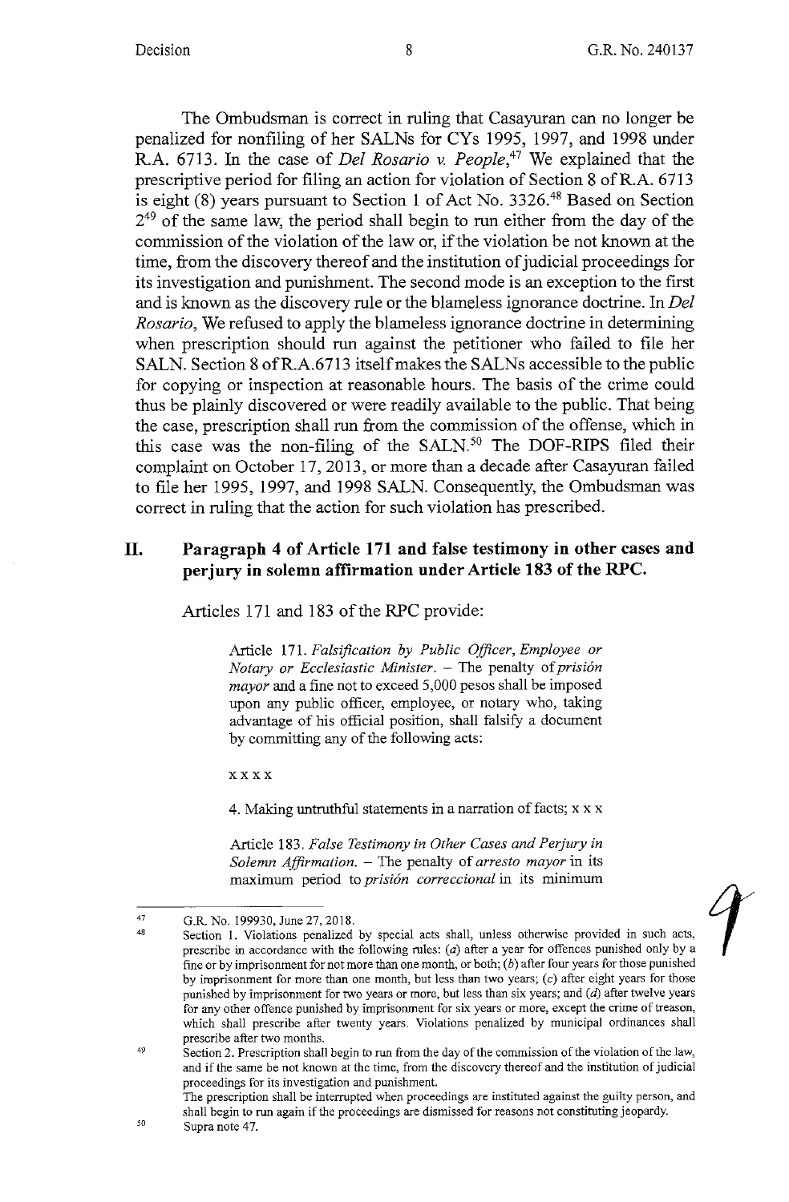The Ombudsman is correct in ruling that Casayuran can no longer be penalized for nonfiling of her SALNs for CYs 1995, 1997, and 1998 under R.A. 6713. In the case of *Del Rosario v. People*,[47] We explained that the prescriptive period for filing an action for violation of Section 8 of R.A. 6713 is eight (8) years pursuant to Section 1 of Act No. 3326.[48] Based on Section 2[49] of the same law, the period shall begin to run either from the day of the commission of the violation of the law or, if the violation be not known at the time, from the discovery thereof and the institution of judicial proceedings for its investigation and punishment. The second mode is an exception to the first and is known as the discovery rule or the blameless ignorance doctrine. In *Del Rosario*, We refused to apply the blameless ignorance doctrine in determining when prescription should run against the petitioner who failed to file her SALN. Section 8 of R.A.6713 itself makes the SALNs accessible to the public for copying or inspection at reasonable hours. The basis of the crime could thus be plainly discovered or were readily available to the public. That being the case, prescription shall run from the commission of the offense, which in this case was the non-filing of the SALN.[50] The DOF-RIPS filed their complaint on October 17, 2013, or more than a decade after Casayuran failed to file her 1995, 1997, and 1998 SALN. Consequently, the Ombudsman was correct in ruling that the action for such violation has prescribed.

## II. Paragraph 4 of Article 171 and false testimony in other cases and perjury in solemn affirmation under Article 183 of the RPC.

Articles 171 and 183 of the RPC provide:

> Article 171. *Falsification by Public Officer, Employee or Notary or Ecclesiastic Minister.* – The penalty of *prisión mayor* and a fine not to exceed 5,000 pesos shall be imposed upon any public officer, employee, or notary who, taking advantage of his official position, shall falsify a document by committing any of the following acts:
>
> x x x x
>
> 4. Making untruthful statements in a narration of facts; x x x
>
> Article 183. *False Testimony in Other Cases and Perjury in Solemn Affirmation.* – The penalty of *arresto mayor* in its maximum period to *prisión correccional* in its minimum

---

47 G.R. No. 199930, June 27, 2018.

48 Section 1. Violations penalized by special acts shall, unless otherwise provided in such acts, prescribe in accordance with the following rules: (*a*) after a year for offences punished only by a fine or by imprisonment for not more than one month, or both; (*b*) after four years for those punished by imprisonment for more than one month, but less than two years; (*c*) after eight years for those punished by imprisonment for two years or more, but less than six years; and (*d*) after twelve years for any other offence punished by imprisonment for six years or more, except the crime of treason, which shall prescribe after twenty years. Violations penalized by municipal ordinances shall prescribe after two months.

49 Section 2. Prescription shall begin to run from the day of the commission of the violation of the law, and if the same be not known at the time, from the discovery thereof and the institution of judicial proceedings for its investigation and punishment.
The prescription shall be interrupted when proceedings are instituted against the guilty person, and shall begin to run again if the proceedings are dismissed for reasons not constituting jeopardy.

50 Supra note 47.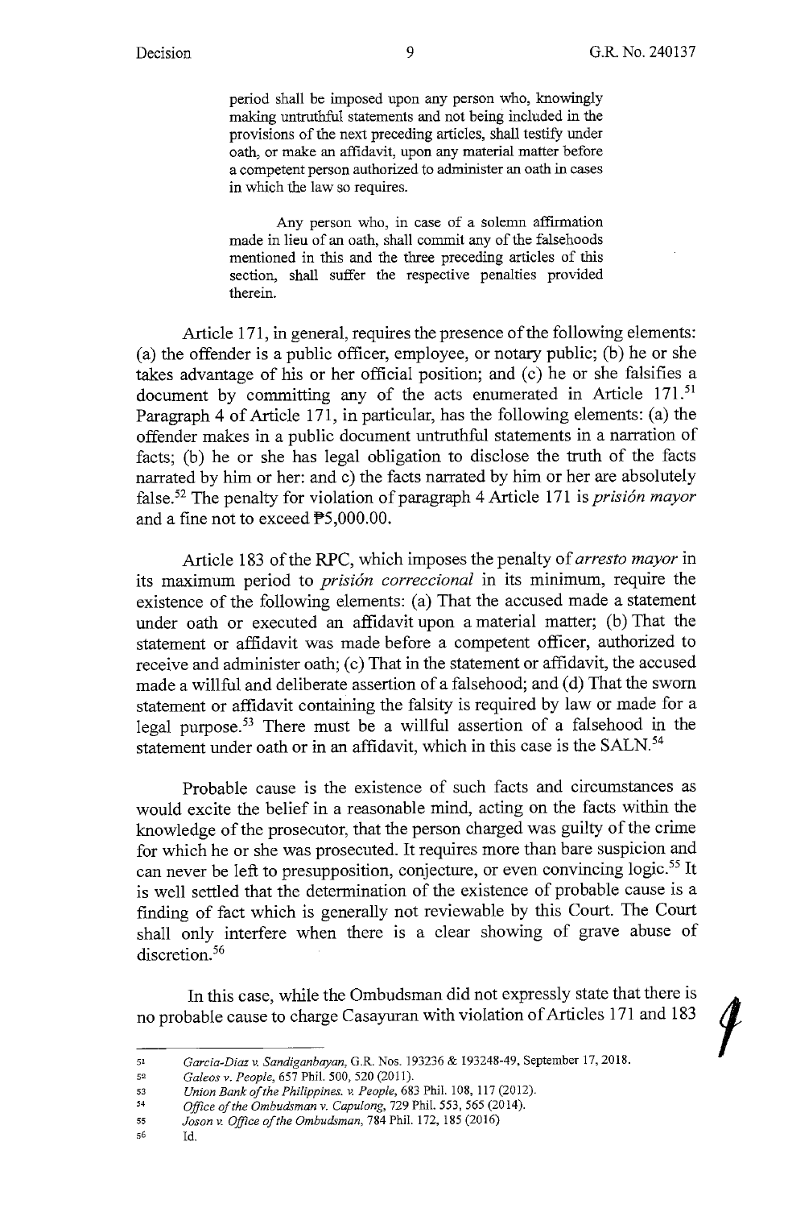> period shall be imposed upon any person who, knowingly making untruthful statements and not being included in the provisions of the next preceding articles, shall testify under oath, or make an affidavit, upon any material matter before a competent person authorized to administer an oath in cases in which the law so requires.
>
> Any person who, in case of a solemn affirmation made in lieu of an oath, shall commit any of the falsehoods mentioned in this and the three preceding articles of this section, shall suffer the respective penalties provided therein.

Article 171, in general, requires the presence of the following elements: (a) the offender is a public officer, employee, or notary public; (b) he or she takes advantage of his or her official position; and (c) he or she falsifies a document by committing any of the acts enumerated in Article 171.[51] Paragraph 4 of Article 171, in particular, has the following elements: (a) the offender makes in a public document untruthful statements in a narration of facts; (b) he or she has legal obligation to disclose the truth of the facts narrated by him or her: and c) the facts narrated by him or her are absolutely false.[52] The penalty for violation of paragraph 4 Article 171 is *prisión mayor* and a fine not to exceed ₱5,000.00.

Article 183 of the RPC, which imposes the penalty of *arresto mayor* in its maximum period to *prisión correccional* in its minimum, require the existence of the following elements: (a) That the accused made a statement under oath or executed an affidavit upon a material matter; (b) That the statement or affidavit was made before a competent officer, authorized to receive and administer oath; (c) That in the statement or affidavit, the accused made a willful and deliberate assertion of a falsehood; and (d) That the sworn statement or affidavit containing the falsity is required by law or made for a legal purpose.[53] There must be a willful assertion of a falsehood in the statement under oath or in an affidavit, which in this case is the SALN.[54]

Probable cause is the existence of such facts and circumstances as would excite the belief in a reasonable mind, acting on the facts within the knowledge of the prosecutor, that the person charged was guilty of the crime for which he or she was prosecuted. It requires more than bare suspicion and can never be left to presupposition, conjecture, or even convincing logic.[55] It is well settled that the determination of the existence of probable cause is a finding of fact which is generally not reviewable by this Court. The Court shall only interfere when there is a clear showing of grave abuse of discretion.[56]

In this case, while the Ombudsman did not expressly state that there is no probable cause to charge Casayuran with violation of Articles 171 and 183

---

[51] *Garcia-Diaz v. Sandiganbayan*, G.R. Nos. 193236 & 193248-49, September 17, 2018.

[52] *Galeos v. People*, 657 Phil. 500, 520 (2011).

[53] *Union Bank of the Philippines. v. People*, 683 Phil. 108, 117 (2012).

[54] *Office of the Ombudsman v. Capulong*, 729 Phil. 553, 565 (2014).

[55] *Joson v. Office of the Ombudsman*, 784 Phil. 172, 185 (2016)

[56] Id.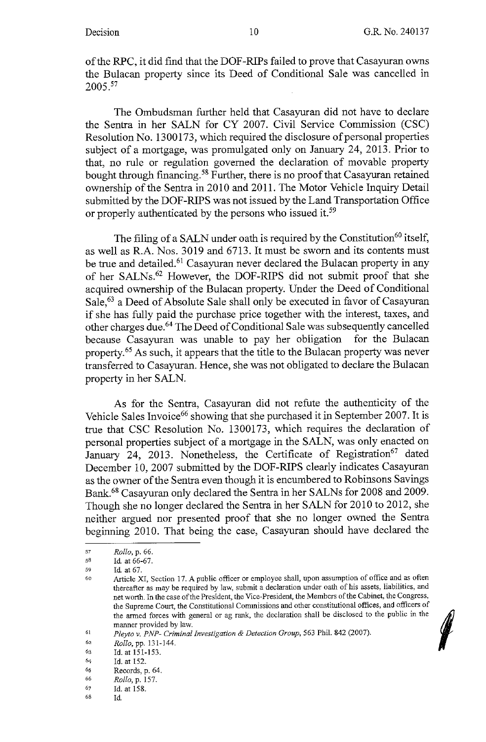of the RPC, it did find that the DOF-RIPs failed to prove that Casayuran owns the Bulacan property since its Deed of Conditional Sale was cancelled in 2005.[57]

The Ombudsman further held that Casayuran did not have to declare the Sentra in her SALN for CY 2007. Civil Service Commission (CSC) Resolution No. 1300173, which required the disclosure of personal properties subject of a mortgage, was promulgated only on January 24, 2013. Prior to that, no rule or regulation governed the declaration of movable property bought through financing.[58] Further, there is no proof that Casayuran retained ownership of the Sentra in 2010 and 2011. The Motor Vehicle Inquiry Detail submitted by the DOF-RIPS was not issued by the Land Transportation Office or properly authenticated by the persons who issued it.[59]

The filing of a SALN under oath is required by the Constitution[60] itself, as well as R.A. Nos. 3019 and 6713. It must be sworn and its contents must be true and detailed.[61] Casayuran never declared the Bulacan property in any of her SALNs.[62] However, the DOF-RIPS did not submit proof that she acquired ownership of the Bulacan property. Under the Deed of Conditional Sale,[63] a Deed of Absolute Sale shall only be executed in favor of Casayuran if she has fully paid the purchase price together with the interest, taxes, and other charges due.[64] The Deed of Conditional Sale was subsequently cancelled because Casayuran was unable to pay her obligation for the Bulacan property.[65] As such, it appears that the title to the Bulacan property was never transferred to Casayuran. Hence, she was not obligated to declare the Bulacan property in her SALN.

As for the Sentra, Casayuran did not refute the authenticity of the Vehicle Sales Invoice[66] showing that she purchased it in September 2007. It is true that CSC Resolution No. 1300173, which requires the declaration of personal properties subject of a mortgage in the SALN, was only enacted on January 24, 2013. Nonetheless, the Certificate of Registration[67] dated December 10, 2007 submitted by the DOF-RIPS clearly indicates Casayuran as the owner of the Sentra even though it is encumbered to Robinsons Savings Bank.[68] Casayuran only declared the Sentra in her SALNs for 2008 and 2009. Though she no longer declared the Sentra in her SALN for 2010 to 2012, she neither argued nor presented proof that she no longer owned the Sentra beginning 2010. That being the case, Casayuran should have declared the

---

[57] *Rollo*, p. 66.

[58] Id. at 66-67.

[59] Id. at 67.

[60] Article XI, Section 17. A public officer or employee shall, upon assumption of office and as often thereafter as may be required by law, submit a declaration under oath of his assets, liabilities, and net worth. In the case of the President, the Vice-President, the Members of the Cabinet, the Congress, the Supreme Court, the Constitutional Commissions and other constitutional offices, and officers of the armed forces with general or ag rank, the declaration shall be disclosed to the public in the manner provided by law.

[61] *Pleyto v. PNP- Criminal Investigation & Detection Group*, 563 Phil. 842 (2007).

[62] *Rollo*, pp. 131-144.

[63] Id. at 151-153.

[64] Id. at 152.

[65] Records, p. 64.

[66] *Rollo*, p. 157.

[67] Id. at 158.

[68] Id.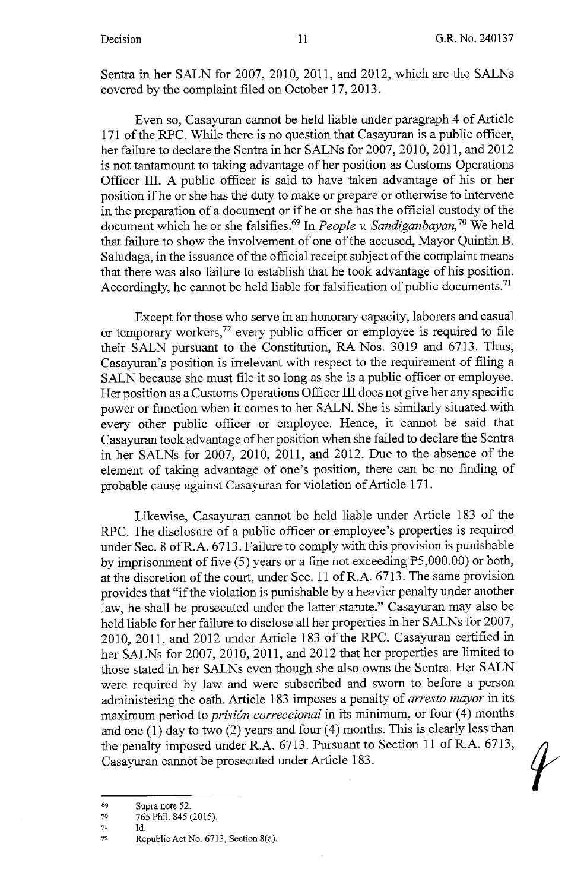Sentra in her SALN for 2007, 2010, 2011, and 2012, which are the SALNs covered by the complaint filed on October 17, 2013.

Even so, Casayuran cannot be held liable under paragraph 4 of Article 171 of the RPC. While there is no question that Casayuran is a public officer, her failure to declare the Sentra in her SALNs for 2007, 2010, 2011, and 2012 is not tantamount to taking advantage of her position as Customs Operations Officer III. A public officer is said to have taken advantage of his or her position if he or she has the duty to make or prepare or otherwise to intervene in the preparation of a document or if he or she has the official custody of the document which he or she falsifies.[69] In *People v. Sandiganbayan,*[70] We held that failure to show the involvement of one of the accused, Mayor Quintin B. Saludaga, in the issuance of the official receipt subject of the complaint means that there was also failure to establish that he took advantage of his position. Accordingly, he cannot be held liable for falsification of public documents.[71]

Except for those who serve in an honorary capacity, laborers and casual or temporary workers,[72] every public officer or employee is required to file their SALN pursuant to the Constitution, RA Nos. 3019 and 6713. Thus, Casayuran's position is irrelevant with respect to the requirement of filing a SALN because she must file it so long as she is a public officer or employee. Her position as a Customs Operations Officer III does not give her any specific power or function when it comes to her SALN. She is similarly situated with every other public officer or employee. Hence, it cannot be said that Casayuran took advantage of her position when she failed to declare the Sentra in her SALNs for 2007, 2010, 2011, and 2012. Due to the absence of the element of taking advantage of one's position, there can be no finding of probable cause against Casayuran for violation of Article 171.

Likewise, Casayuran cannot be held liable under Article 183 of the RPC. The disclosure of a public officer or employee's properties is required under Sec. 8 of R.A. 6713. Failure to comply with this provision is punishable by imprisonment of five (5) years or a fine not exceeding ₱5,000.00) or both, at the discretion of the court, under Sec. 11 of R.A. 6713. The same provision provides that "if the violation is punishable by a heavier penalty under another law, he shall be prosecuted under the latter statute." Casayuran may also be held liable for her failure to disclose all her properties in her SALNs for 2007, 2010, 2011, and 2012 under Article 183 of the RPC. Casayuran certified in her SALNs for 2007, 2010, 2011, and 2012 that her properties are limited to those stated in her SALNs even though she also owns the Sentra. Her SALN were required by law and were subscribed and sworn to before a person administering the oath. Article 183 imposes a penalty of *arresto mayor* in its maximum period to *prisión correccional* in its minimum, or four (4) months and one (1) day to two (2) years and four (4) months. This is clearly less than the penalty imposed under R.A. 6713. Pursuant to Section 11 of R.A. 6713, Casayuran cannot be prosecuted under Article 183.

---

[69] Supra note 52.

[70] 765 Phil. 845 (2015).

[71] Id.

[72] Republic Act No. 6713, Section 8(a).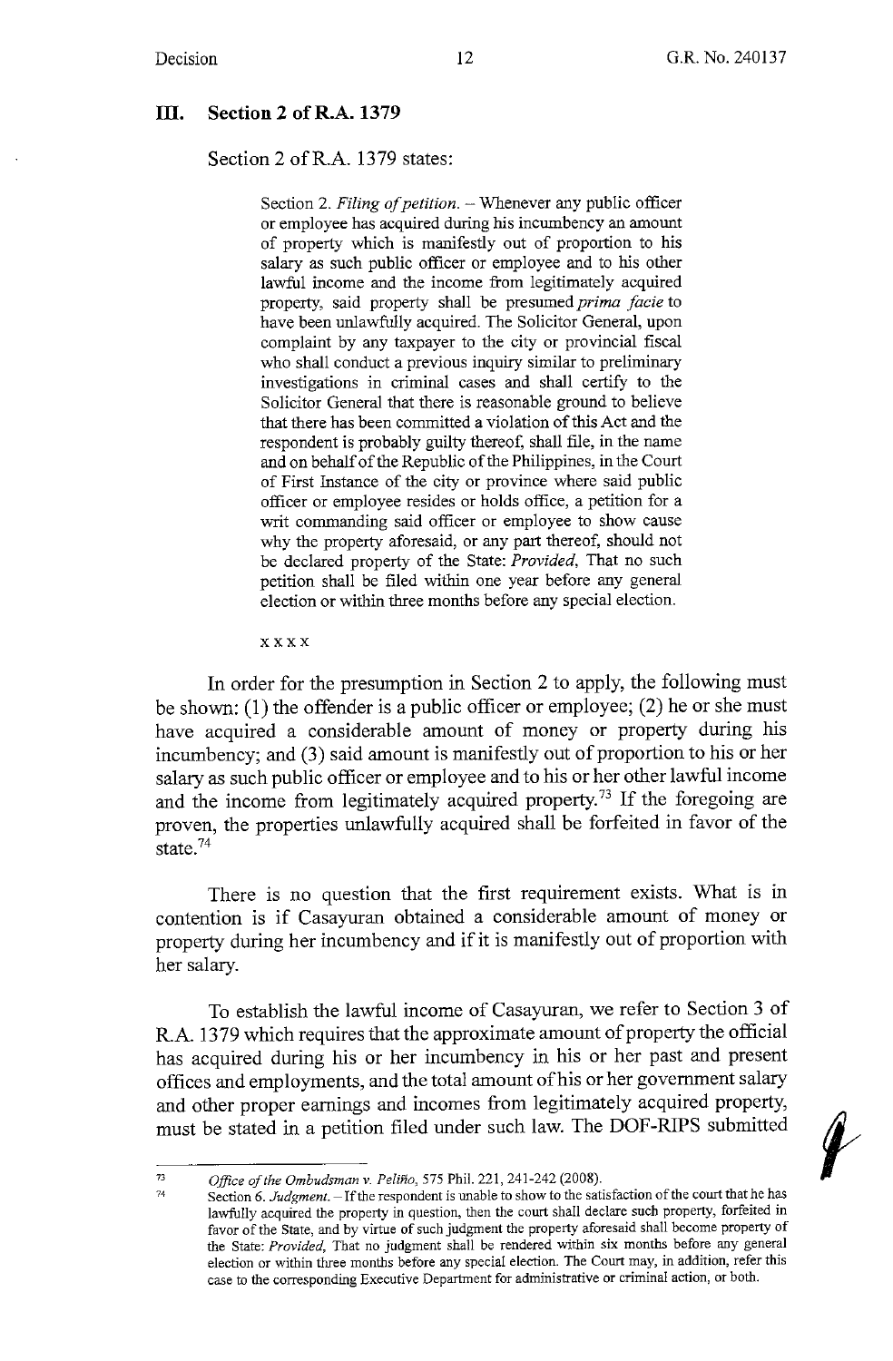## III. Section 2 of R.A. 1379

Section 2 of R.A. 1379 states:

> Section 2. *Filing of petition.* – Whenever any public officer or employee has acquired during his incumbency an amount of property which is manifestly out of proportion to his salary as such public officer or employee and to his other lawful income and the income from legitimately acquired property, said property shall be presumed *prima facie* to have been unlawfully acquired. The Solicitor General, upon complaint by any taxpayer to the city or provincial fiscal who shall conduct a previous inquiry similar to preliminary investigations in criminal cases and shall certify to the Solicitor General that there is reasonable ground to believe that there has been committed a violation of this Act and the respondent is probably guilty thereof, shall file, in the name and on behalf of the Republic of the Philippines, in the Court of First Instance of the city or province where said public officer or employee resides or holds office, a petition for a writ commanding said officer or employee to show cause why the property aforesaid, or any part thereof, should not be declared property of the State: *Provided,* That no such petition shall be filed within one year before any general election or within three months before any special election.
>
> x x x x

In order for the presumption in Section 2 to apply, the following must be shown: (1) the offender is a public officer or employee; (2) he or she must have acquired a considerable amount of money or property during his incumbency; and (3) said amount is manifestly out of proportion to his or her salary as such public officer or employee and to his or her other lawful income and the income from legitimately acquired property.[73] If the foregoing are proven, the properties unlawfully acquired shall be forfeited in favor of the state.[74]

There is no question that the first requirement exists. What is in contention is if Casayuran obtained a considerable amount of money or property during her incumbency and if it is manifestly out of proportion with her salary.

To establish the lawful income of Casayuran, we refer to Section 3 of R.A. 1379 which requires that the approximate amount of property the official has acquired during his or her incumbency in his or her past and present offices and employments, and the total amount of his or her government salary and other proper earnings and incomes from legitimately acquired property, must be stated in a petition filed under such law. The DOF-RIPS submitted

---

[73] *Office of the Ombudsman v. Peliño,* 575 Phil. 221, 241-242 (2008).

[74] Section 6. *Judgment.* – If the respondent is unable to show to the satisfaction of the court that he has lawfully acquired the property in question, then the court shall declare such property, forfeited in favor of the State, and by virtue of such judgment the property aforesaid shall become property of the State: *Provided,* That no judgment shall be rendered within six months before any general election or within three months before any special election. The Court may, in addition, refer this case to the corresponding Executive Department for administrative or criminal action, or both.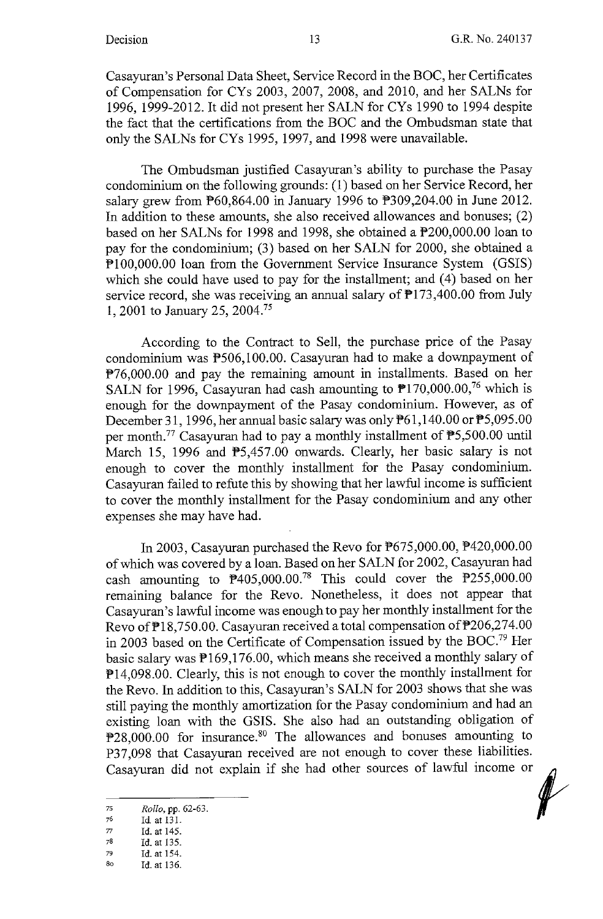Casayuran's Personal Data Sheet, Service Record in the BOC, her Certificates of Compensation for CYs 2003, 2007, 2008, and 2010, and her SALNs for 1996, 1999-2012. It did not present her SALN for CYs 1990 to 1994 despite the fact that the certifications from the BOC and the Ombudsman state that only the SALNs for CYs 1995, 1997, and 1998 were unavailable.

The Ombudsman justified Casayuran's ability to purchase the Pasay condominium on the following grounds: (1) based on her Service Record, her salary grew from ₱60,864.00 in January 1996 to ₱309,204.00 in June 2012. In addition to these amounts, she also received allowances and bonuses; (2) based on her SALNs for 1998 and 1998, she obtained a ₱200,000.00 loan to pay for the condominium; (3) based on her SALN for 2000, she obtained a ₱100,000.00 loan from the Government Service Insurance System (GSIS) which she could have used to pay for the installment; and (4) based on her service record, she was receiving an annual salary of ₱173,400.00 from July 1, 2001 to January 25, 2004.[75]

According to the Contract to Sell, the purchase price of the Pasay condominium was ₱506,100.00. Casayuran had to make a downpayment of ₱76,000.00 and pay the remaining amount in installments. Based on her SALN for 1996, Casayuran had cash amounting to ₱170,000.00,[76] which is enough for the downpayment of the Pasay condominium. However, as of December 31, 1996, her annual basic salary was only ₱61,140.00 or ₱5,095.00 per month.[77] Casayuran had to pay a monthly installment of ₱5,500.00 until March 15, 1996 and ₱5,457.00 onwards. Clearly, her basic salary is not enough to cover the monthly installment for the Pasay condominium. Casayuran failed to refute this by showing that her lawful income is sufficient to cover the monthly installment for the Pasay condominium and any other expenses she may have had.

In 2003, Casayuran purchased the Revo for ₱675,000.00, ₱420,000.00 of which was covered by a loan. Based on her SALN for 2002, Casayuran had cash amounting to ₱405,000.00.[78] This could cover the ₱255,000.00 remaining balance for the Revo. Nonetheless, it does not appear that Casayuran's lawful income was enough to pay her monthly installment for the Revo of ₱18,750.00. Casayuran received a total compensation of ₱206,274.00 in 2003 based on the Certificate of Compensation issued by the BOC.[79] Her basic salary was ₱169,176.00, which means she received a monthly salary of ₱14,098.00. Clearly, this is not enough to cover the monthly installment for the Revo. In addition to this, Casayuran's SALN for 2003 shows that she was still paying the monthly amortization for the Pasay condominium and had an existing loan with the GSIS. She also had an outstanding obligation of ₱28,000.00 for insurance.[80] The allowances and bonuses amounting to P37,098 that Casayuran received are not enough to cover these liabilities. Casayuran did not explain if she had other sources of lawful income or

---

75 *Rollo*, pp. 62-63.
76 Id. at 131.
77 Id. at 145.
78 Id. at 135.
79 Id. at 154.
80 Id. at 136.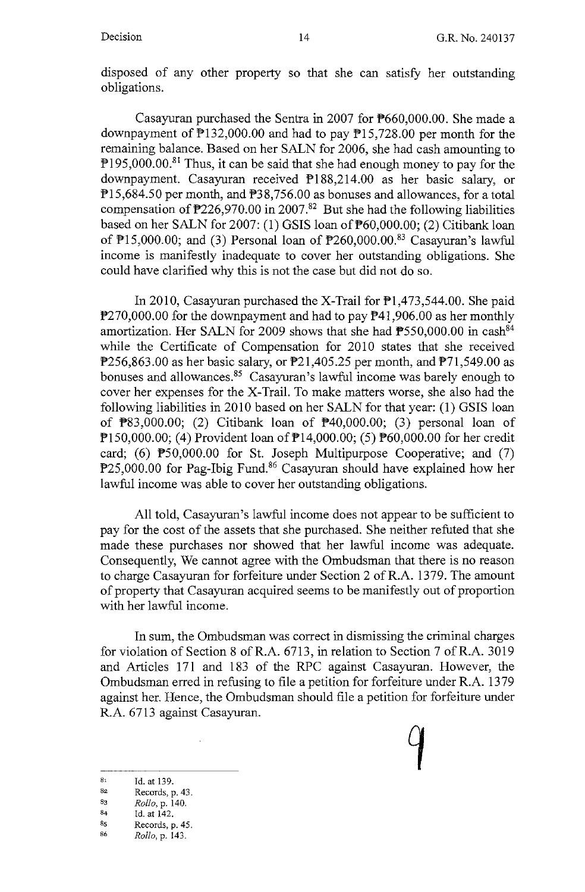disposed of any other property so that she can satisfy her outstanding obligations.

Casayuran purchased the Sentra in 2007 for ₱660,000.00. She made a downpayment of ₱132,000.00 and had to pay ₱15,728.00 per month for the remaining balance. Based on her SALN for 2006, she had cash amounting to ₱195,000.00.[81] Thus, it can be said that she had enough money to pay for the downpayment. Casayuran received ₱188,214.00 as her basic salary, or ₱15,684.50 per month, and ₱38,756.00 as bonuses and allowances, for a total compensation of ₱226,970.00 in 2007.[82] But she had the following liabilities based on her SALN for 2007: (1) GSIS loan of ₱60,000.00; (2) Citibank loan of ₱15,000.00; and (3) Personal loan of ₱260,000.00.[83] Casayuran's lawful income is manifestly inadequate to cover her outstanding obligations. She could have clarified why this is not the case but did not do so.

In 2010, Casayuran purchased the X-Trail for ₱1,473,544.00. She paid ₱270,000.00 for the downpayment and had to pay ₱41,906.00 as her monthly amortization. Her SALN for 2009 shows that she had ₱550,000.00 in cash[84] while the Certificate of Compensation for 2010 states that she received ₱256,863.00 as her basic salary, or ₱21,405.25 per month, and ₱71,549.00 as bonuses and allowances.[85] Casayuran's lawful income was barely enough to cover her expenses for the X-Trail. To make matters worse, she also had the following liabilities in 2010 based on her SALN for that year: (1) GSIS loan of ₱83,000.00; (2) Citibank loan of ₱40,000.00; (3) personal loan of ₱150,000.00; (4) Provident loan of ₱14,000.00; (5) ₱60,000.00 for her credit card; (6) ₱50,000.00 for St. Joseph Multipurpose Cooperative; and (7) ₱25,000.00 for Pag-Ibig Fund.[86] Casayuran should have explained how her lawful income was able to cover her outstanding obligations.

All told, Casayuran's lawful income does not appear to be sufficient to pay for the cost of the assets that she purchased. She neither refuted that she made these purchases nor showed that her lawful income was adequate. Consequently, We cannot agree with the Ombudsman that there is no reason to charge Casayuran for forfeiture under Section 2 of R.A. 1379. The amount of property that Casayuran acquired seems to be manifestly out of proportion with her lawful income.

In sum, the Ombudsman was correct in dismissing the criminal charges for violation of Section 8 of R.A. 6713, in relation to Section 7 of R.A. 3019 and Articles 171 and 183 of the RPC against Casayuran. However, the Ombudsman erred in refusing to file a petition for forfeiture under R.A. 1379 against her. Hence, the Ombudsman should file a petition for forfeiture under R.A. 6713 against Casayuran.

---

[81] Id. at 139.

[82] Records, p. 43.

[83] *Rollo*, p. 140.

[84] Id. at 142.

[85] Records, p. 45.

[86] *Rollo*, p. 143.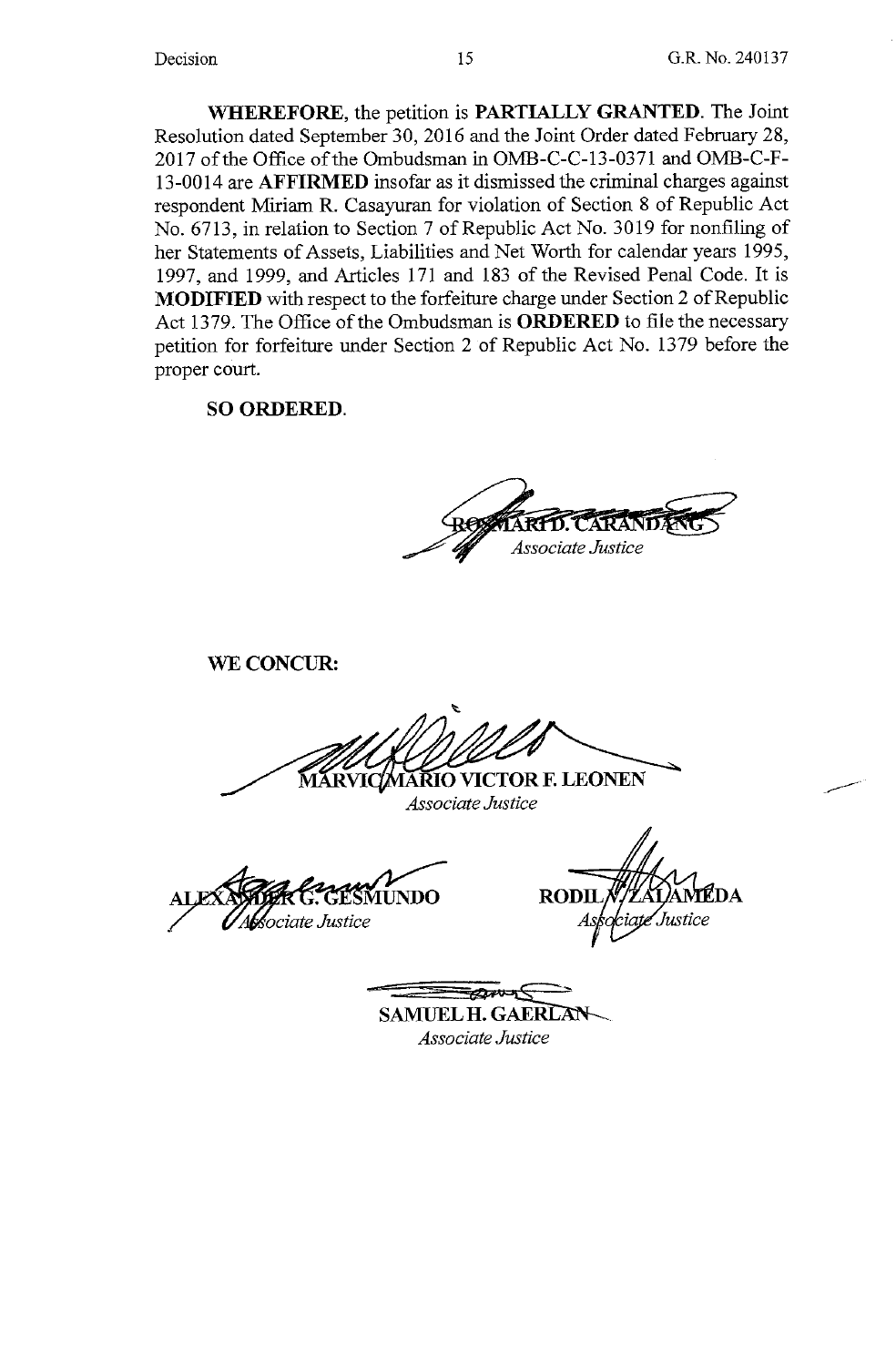**WHEREFORE,** the petition is **PARTIALLY GRANTED**. The Joint Resolution dated September 30, 2016 and the Joint Order dated February 28, 2017 of the Office of the Ombudsman in OMB-C-C-13-0371 and OMB-C-F-13-0014 are **AFFIRMED** insofar as it dismissed the criminal charges against respondent Miriam R. Casayuran for violation of Section 8 of Republic Act No. 6713, in relation to Section 7 of Republic Act No. 3019 for nonfiling of her Statements of Assets, Liabilities and Net Worth for calendar years 1995, 1997, and 1999, and Articles 171 and 183 of the Revised Penal Code. It is **MODIFIED** with respect to the forfeiture charge under Section 2 of Republic Act 1379. The Office of the Ombudsman is **ORDERED** to file the necessary petition for forfeiture under Section 2 of Republic Act No. 1379 before the proper court.

**SO ORDERED.**

ROSMARI D. CARANDANG
*Associate Justice*

**WE CONCUR:**

MARVIC MARIO VICTOR F. LEONEN
*Associate Justice*

ALEXANDER G. GESMUNDO
*Associate Justice*

RODIL V. ZALAMEDA
*Associate Justice*

SAMUEL H. GAERLAN
*Associate Justice*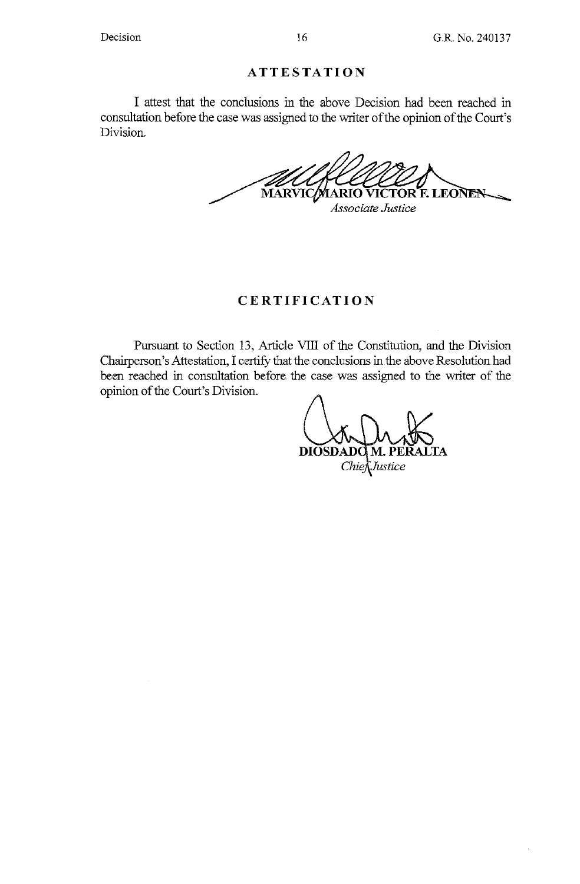## ATTESTATION

I attest that the conclusions in the above Decision had been reached in consultation before the case was assigned to the writer of the opinion of the Court's Division.

**MARVIC MARIO VICTOR F. LEONEN**
*Associate Justice*

## CERTIFICATION

Pursuant to Section 13, Article VIII of the Constitution, and the Division Chairperson's Attestation, I certify that the conclusions in the above Resolution had been reached in consultation before the case was assigned to the writer of the opinion of the Court's Division.

**DIOSDADO M. PERALTA**
*Chief Justice*